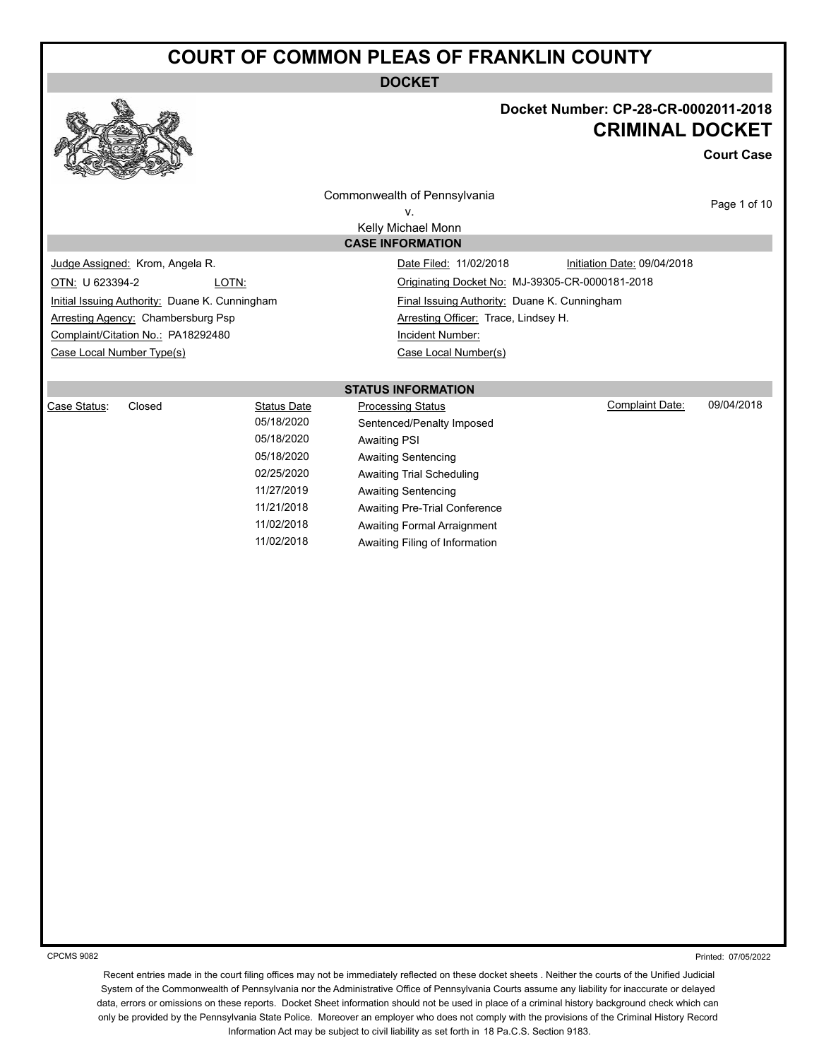# COURT OF COMMON PLEAS OF FRANKLIN COUNTY

**DOCKET**

**Docket Number: CP-28-CR-0002011-2018**

## CRIMINAL DOCKET

**Court Case**

Commonwealth of Pennsylvania
v.
Kelly Michael Monn

### CASE INFORMATION

| | |
|---|---|
| Judge Assigned: Krom, Angela R. | Date Filed: 11/02/2018 &nbsp;&nbsp; Initiation Date: 09/04/2018 |
| OTN: U 623394-2 &nbsp;&nbsp; LOTN: | Originating Docket No: MJ-39305-CR-0000181-2018 |
| Initial Issuing Authority: Duane K. Cunningham | Final Issuing Authority: Duane K. Cunningham |
| Arresting Agency: Chambersburg Psp | Arresting Officer: Trace, Lindsey H. |
| Complaint/Citation No.: PA18292480 | Incident Number: |
| Case Local Number Type(s) | Case Local Number(s) |

### STATUS INFORMATION

Case Status: Closed

Complaint Date: 09/04/2018

| Status Date | Processing Status |
|---|---|
| 05/18/2020 | Sentenced/Penalty Imposed |
| 05/18/2020 | Awaiting PSI |
| 05/18/2020 | Awaiting Sentencing |
| 02/25/2020 | Awaiting Trial Scheduling |
| 11/27/2019 | Awaiting Sentencing |
| 11/21/2018 | Awaiting Pre-Trial Conference |
| 11/02/2018 | Awaiting Formal Arraignment |
| 11/02/2018 | Awaiting Filing of Information |

CPCMS 9082

Printed: 07/05/2022

Recent entries made in the court filing offices may not be immediately reflected on these docket sheets . Neither the courts of the Unified Judicial System of the Commonwealth of Pennsylvania nor the Administrative Office of Pennsylvania Courts assume any liability for inaccurate or delayed data, errors or omissions on these reports. Docket Sheet information should not be used in place of a criminal history background check which can only be provided by the Pennsylvania State Police. Moreover an employer who does not comply with the provisions of the Criminal History Record Information Act may be subject to civil liability as set forth in 18 Pa.C.S. Section 9183.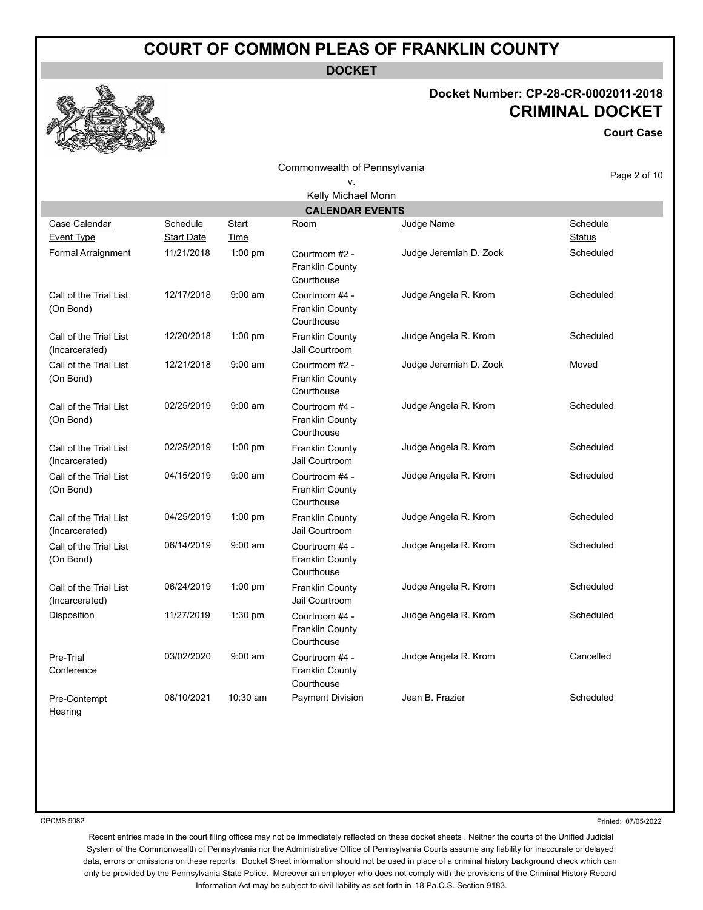# COURT OF COMMON PLEAS OF FRANKLIN COUNTY

**DOCKET**

**Docket Number: CP-28-CR-0002011-2018**

## CRIMINAL DOCKET

**Court Case**

Commonwealth of Pennsylvania
v.
Kelly Michael Monn

### CALENDAR EVENTS

| Case Calendar Event Type | Schedule Start Date | Start Time | Room | Judge Name | Schedule Status |
|---|---|---|---|---|---|
| Formal Arraignment | 11/21/2018 | 1:00 pm | Courtroom #2 - Franklin County Courthouse | Judge Jeremiah D. Zook | Scheduled |
| Call of the Trial List (On Bond) | 12/17/2018 | 9:00 am | Courtroom #4 - Franklin County Courthouse | Judge Angela R. Krom | Scheduled |
| Call of the Trial List (Incarcerated) | 12/20/2018 | 1:00 pm | Franklin County Jail Courtroom | Judge Angela R. Krom | Scheduled |
| Call of the Trial List (On Bond) | 12/21/2018 | 9:00 am | Courtroom #2 - Franklin County Courthouse | Judge Jeremiah D. Zook | Moved |
| Call of the Trial List (On Bond) | 02/25/2019 | 9:00 am | Courtroom #4 - Franklin County Courthouse | Judge Angela R. Krom | Scheduled |
| Call of the Trial List (Incarcerated) | 02/25/2019 | 1:00 pm | Franklin County Jail Courtroom | Judge Angela R. Krom | Scheduled |
| Call of the Trial List (On Bond) | 04/15/2019 | 9:00 am | Courtroom #4 - Franklin County Courthouse | Judge Angela R. Krom | Scheduled |
| Call of the Trial List (Incarcerated) | 04/25/2019 | 1:00 pm | Franklin County Jail Courtroom | Judge Angela R. Krom | Scheduled |
| Call of the Trial List (On Bond) | 06/14/2019 | 9:00 am | Courtroom #4 - Franklin County Courthouse | Judge Angela R. Krom | Scheduled |
| Call of the Trial List (Incarcerated) | 06/24/2019 | 1:00 pm | Franklin County Jail Courtroom | Judge Angela R. Krom | Scheduled |
| Disposition | 11/27/2019 | 1:30 pm | Courtroom #4 - Franklin County Courthouse | Judge Angela R. Krom | Scheduled |
| Pre-Trial Conference | 03/02/2020 | 9:00 am | Courtroom #4 - Franklin County Courthouse | Judge Angela R. Krom | Cancelled |
| Pre-Contempt Hearing | 08/10/2021 | 10:30 am | Payment Division | Jean B. Frazier | Scheduled |

CPCMS 9082

Printed: 07/05/2022

Recent entries made in the court filing offices may not be immediately reflected on these docket sheets . Neither the courts of the Unified Judicial System of the Commonwealth of Pennsylvania nor the Administrative Office of Pennsylvania Courts assume any liability for inaccurate or delayed data, errors or omissions on these reports. Docket Sheet information should not be used in place of a criminal history background check which can only be provided by the Pennsylvania State Police. Moreover an employer who does not comply with the provisions of the Criminal History Record Information Act may be subject to civil liability as set forth in 18 Pa.C.S. Section 9183.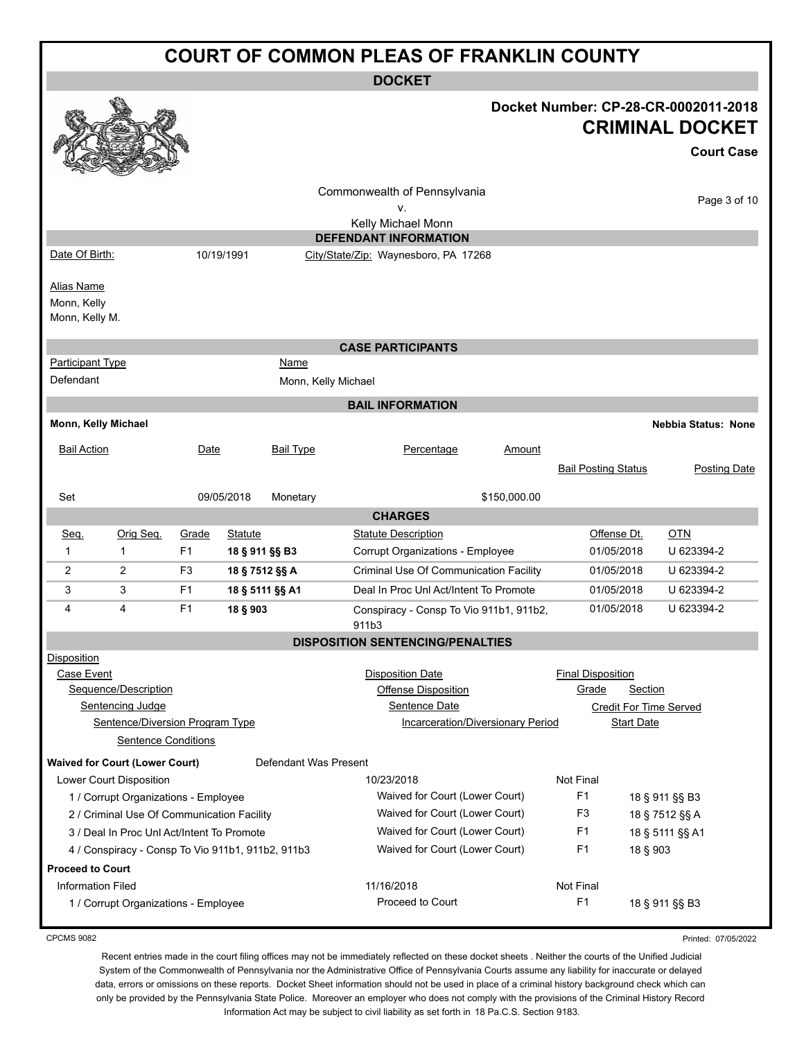# COURT OF COMMON PLEAS OF FRANKLIN COUNTY

## DOCKET

**Docket Number: CP-28-CR-0002011-2018**

**CRIMINAL DOCKET**

**Court Case**

Commonwealth of Pennsylvania
v.
Kelly Michael Monn

### DEFENDANT INFORMATION

Date Of Birth: 10/19/1991 City/State/Zip: Waynesboro, PA 17268

Alias Name
Monn, Kelly
Monn, Kelly M.

### CASE PARTICIPANTS

| Participant Type | Name |
|---|---|
| Defendant | Monn, Kelly Michael |

### BAIL INFORMATION

**Monn, Kelly Michael** **Nebbia Status: None**

| Bail Action | Date | Bail Type | Percentage | Amount | Bail Posting Status | Posting Date |
|---|---|---|---|---|---|---|
| Set | 09/05/2018 | Monetary | | $150,000.00 | | |

### CHARGES

| Seq. | Orig Seq. | Grade | Statute | Statute Description | Offense Dt. | OTN |
|---|---|---|---|---|---|---|
| 1 | 1 | F1 | **18 § 911 §§ B3** | Corrupt Organizations - Employee | 01/05/2018 | U 623394-2 |
| 2 | 2 | F3 | **18 § 7512 §§ A** | Criminal Use Of Communication Facility | 01/05/2018 | U 623394-2 |
| 3 | 3 | F1 | **18 § 5111 §§ A1** | Deal In Proc Unl Act/Intent To Promote | 01/05/2018 | U 623394-2 |
| 4 | 4 | F1 | **18 § 903** | Conspiracy - Consp To Vio 911b1, 911b2, 911b3 | 01/05/2018 | U 623394-2 |

### DISPOSITION SENTENCING/PENALTIES

Disposition
Case Event — Disposition Date — Final Disposition
Sequence/Description — Offense Disposition — Grade — Section
Sentencing Judge — Sentence Date — Credit For Time Served
Sentence/Diversion Program Type — Incarceration/Diversionary Period — Start Date
Sentence Conditions

**Waived for Court (Lower Court)** Defendant Was Present

| | Disposition Date / Offense Disposition | Final Disposition / Grade | Section |
|---|---|---|---|
| Lower Court Disposition | 10/23/2018 | Not Final | |
| 1 / Corrupt Organizations - Employee | Waived for Court (Lower Court) | F1 | 18 § 911 §§ B3 |
| 2 / Criminal Use Of Communication Facility | Waived for Court (Lower Court) | F3 | 18 § 7512 §§ A |
| 3 / Deal In Proc Unl Act/Intent To Promote | Waived for Court (Lower Court) | F1 | 18 § 5111 §§ A1 |
| 4 / Conspiracy - Consp To Vio 911b1, 911b2, 911b3 | Waived for Court (Lower Court) | F1 | 18 § 903 |

**Proceed to Court**

| | Disposition Date / Offense Disposition | Final Disposition / Grade | Section |
|---|---|---|---|
| Information Filed | 11/16/2018 | Not Final | |
| 1 / Corrupt Organizations - Employee | Proceed to Court | F1 | 18 § 911 §§ B3 |

CPCMS 9082 Printed: 07/05/2022

Recent entries made in the court filing offices may not be immediately reflected on these docket sheets . Neither the courts of the Unified Judicial System of the Commonwealth of Pennsylvania nor the Administrative Office of Pennsylvania Courts assume any liability for inaccurate or delayed data, errors or omissions on these reports. Docket Sheet information should not be used in place of a criminal history background check which can only be provided by the Pennsylvania State Police. Moreover an employer who does not comply with the provisions of the Criminal History Record Information Act may be subject to civil liability as set forth in 18 Pa.C.S. Section 9183.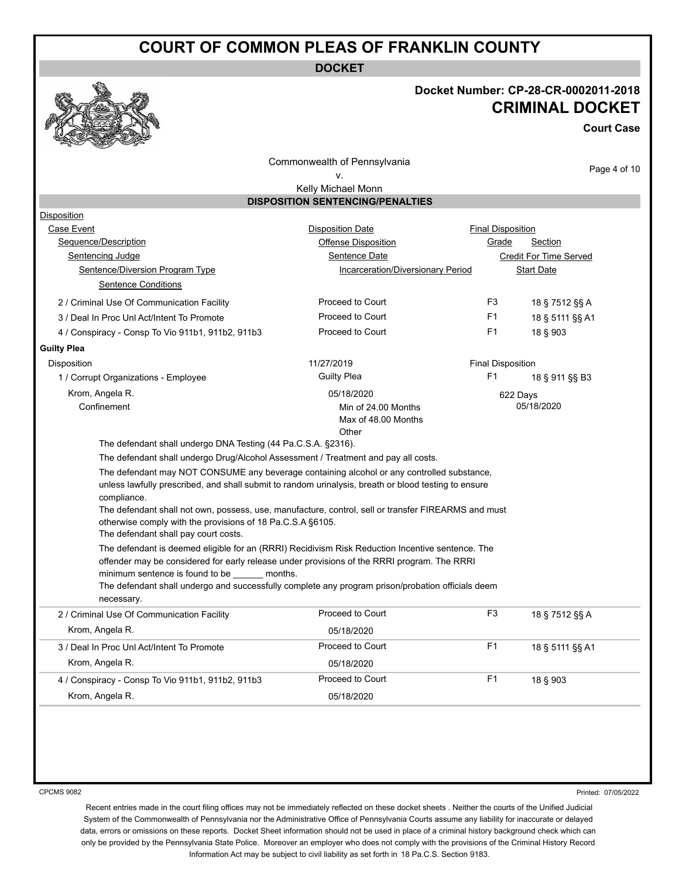# COURT OF COMMON PLEAS OF FRANKLIN COUNTY

**DOCKET**

**Docket Number: CP-28-CR-0002011-2018**

## CRIMINAL DOCKET

**Court Case**

Commonwealth of Pennsylvania
v.
Kelly Michael Monn

### DISPOSITION SENTENCING/PENALTIES

| Disposition | | | | |
|---|---|---|---|---|
| Case Event | Disposition Date | Final Disposition | | |
| Sequence/Description | Offense Disposition | Grade | Section | |
| Sentencing Judge | Sentence Date | Credit For Time Served | | |
| Sentence/Diversion Program Type | Incarceration/Diversionary Period | Start Date | | |
| Sentence Conditions | | | | |
| 2 / Criminal Use Of Communication Facility | Proceed to Court | F3 | 18 § 7512 §§ A | |
| 3 / Deal In Proc Unl Act/Intent To Promote | Proceed to Court | F1 | 18 § 5111 §§ A1 | |
| 4 / Conspiracy - Consp To Vio 911b1, 911b2, 911b3 | Proceed to Court | F1 | 18 § 903 | |

**Guilty Plea**

| | | | |
|---|---|---|---|
| Disposition | 11/27/2019 | Final Disposition | |
| 1 / Corrupt Organizations - Employee | Guilty Plea | F1 | 18 § 911 §§ B3 |
| Krom, Angela R. | 05/18/2020 | 622 Days | |
| Confinement | Min of 24.00 Months<br>Max of 48.00 Months<br>Other | 05/18/2020 | |

The defendant shall undergo DNA Testing (44 Pa.C.S.A. §2316).

The defendant shall undergo Drug/Alcohol Assessment / Treatment and pay all costs.

The defendant may NOT CONSUME any beverage containing alcohol or any controlled substance, unless lawfully prescribed, and shall submit to random urinalysis, breath or blood testing to ensure compliance.

The defendant shall not own, possess, use, manufacture, control, sell or transfer FIREARMS and must otherwise comply with the provisions of 18 Pa.C.S.A §6105.

The defendant shall pay court costs.

The defendant is deemed eligible for an (RRRI) Recidivism Risk Reduction Incentive sentence. The offender may be considered for early release under provisions of the RRRI program. The RRRI minimum sentence is found to be ______ months.

The defendant shall undergo and successfully complete any program prison/probation officials deem necessary.

| | | | |
|---|---|---|---|
| 2 / Criminal Use Of Communication Facility | Proceed to Court | F3 | 18 § 7512 §§ A |
| Krom, Angela R. | 05/18/2020 | | |
| 3 / Deal In Proc Unl Act/Intent To Promote | Proceed to Court | F1 | 18 § 5111 §§ A1 |
| Krom, Angela R. | 05/18/2020 | | |
| 4 / Conspiracy - Consp To Vio 911b1, 911b2, 911b3 | Proceed to Court | F1 | 18 § 903 |
| Krom, Angela R. | 05/18/2020 | | |

CPCMS 9082

Printed: 07/05/2022

Recent entries made in the court filing offices may not be immediately reflected on these docket sheets . Neither the courts of the Unified Judicial System of the Commonwealth of Pennsylvania nor the Administrative Office of Pennsylvania Courts assume any liability for inaccurate or delayed data, errors or omissions on these reports. Docket Sheet information should not be used in place of a criminal history background check which can only be provided by the Pennsylvania State Police. Moreover an employer who does not comply with the provisions of the Criminal History Record Information Act may be subject to civil liability as set forth in 18 Pa.C.S. Section 9183.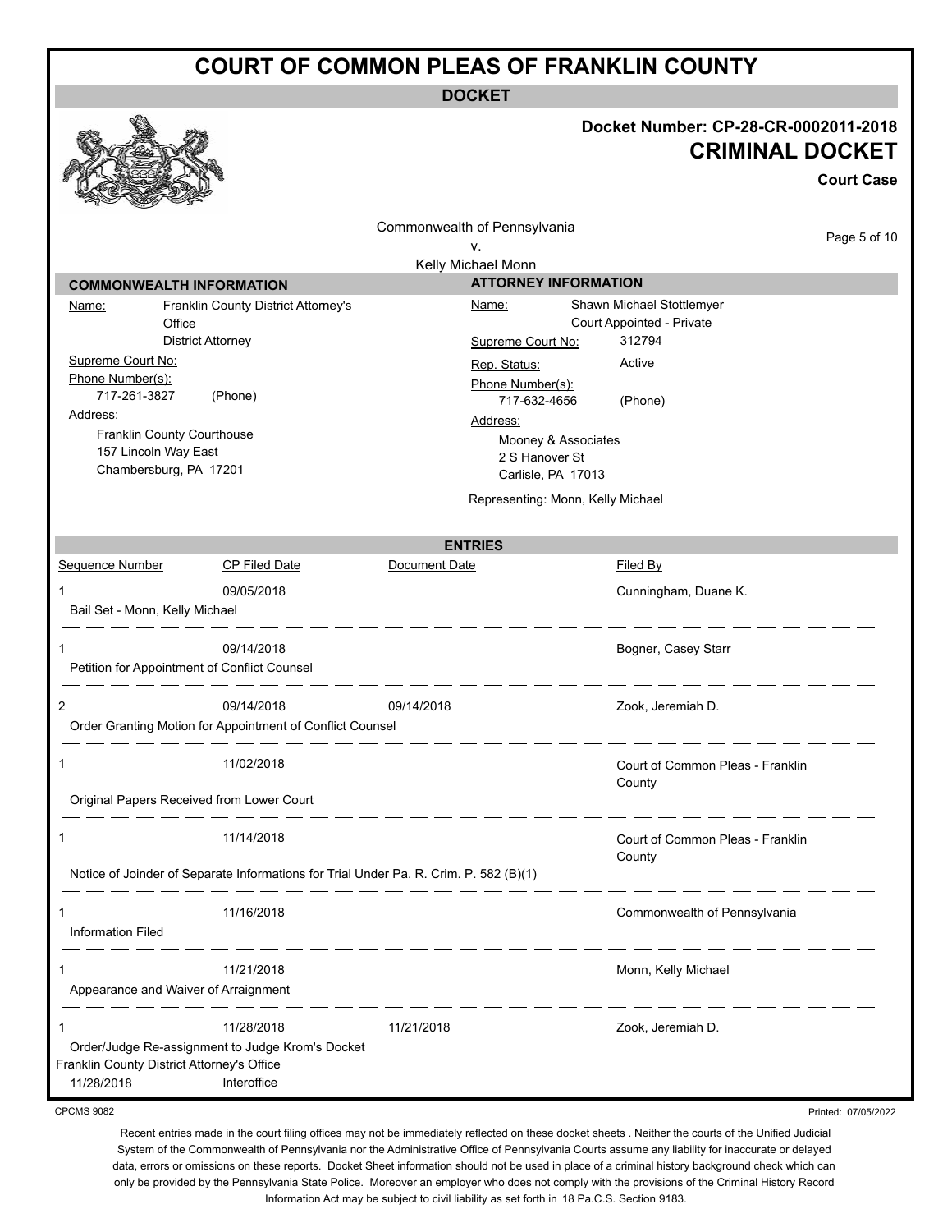# COURT OF COMMON PLEAS OF FRANKLIN COUNTY

## DOCKET

**Docket Number: CP-28-CR-0002011-2018**

**CRIMINAL DOCKET**

**Court Case**

Commonwealth of Pennsylvania
v.
Kelly Michael Monn

### COMMONWEALTH INFORMATION

Name: Franklin County District Attorney's Office
District Attorney

Supreme Court No:

Phone Number(s):
717-261-3827 (Phone)

Address:
Franklin County Courthouse
157 Lincoln Way East
Chambersburg, PA 17201

### ATTORNEY INFORMATION

Name: Shawn Michael Stottlemyer
Court Appointed - Private

Supreme Court No: 312794

Rep. Status: Active

Phone Number(s):
717-632-4656 (Phone)

Address:
Mooney & Associates
2 S Hanover St
Carlisle, PA 17013

Representing: Monn, Kelly Michael

### ENTRIES

| Sequence Number | CP Filed Date | Document Date | Filed By |
|---|---|---|---|
| 1 | 09/05/2018 | | Cunningham, Duane K. |
| Bail Set - Monn, Kelly Michael | | | |
| 1 | 09/14/2018 | | Bogner, Casey Starr |
| Petition for Appointment of Conflict Counsel | | | |
| 2 | 09/14/2018 | 09/14/2018 | Zook, Jeremiah D. |
| Order Granting Motion for Appointment of Conflict Counsel | | | |
| 1 | 11/02/2018 | | Court of Common Pleas - Franklin County |
| Original Papers Received from Lower Court | | | |
| 1 | 11/14/2018 | | Court of Common Pleas - Franklin County |
| Notice of Joinder of Separate Informations for Trial Under Pa. R. Crim. P. 582 (B)(1) | | | |
| 1 | 11/16/2018 | | Commonwealth of Pennsylvania |
| Information Filed | | | |
| 1 | 11/21/2018 | | Monn, Kelly Michael |
| Appearance and Waiver of Arraignment | | | |
| 1 | 11/28/2018 | 11/21/2018 | Zook, Jeremiah D. |
| Order/Judge Re-assignment to Judge Krom's Docket | | | |
| Franklin County District Attorney's Office | | | |
| 11/28/2018 | Interoffice | | |

CPCMS 9082

Printed: 07/05/2022

Recent entries made in the court filing offices may not be immediately reflected on these docket sheets . Neither the courts of the Unified Judicial System of the Commonwealth of Pennsylvania nor the Administrative Office of Pennsylvania Courts assume any liability for inaccurate or delayed data, errors or omissions on these reports. Docket Sheet information should not be used in place of a criminal history background check which can only be provided by the Pennsylvania State Police. Moreover an employer who does not comply with the provisions of the Criminal History Record Information Act may be subject to civil liability as set forth in 18 Pa.C.S. Section 9183.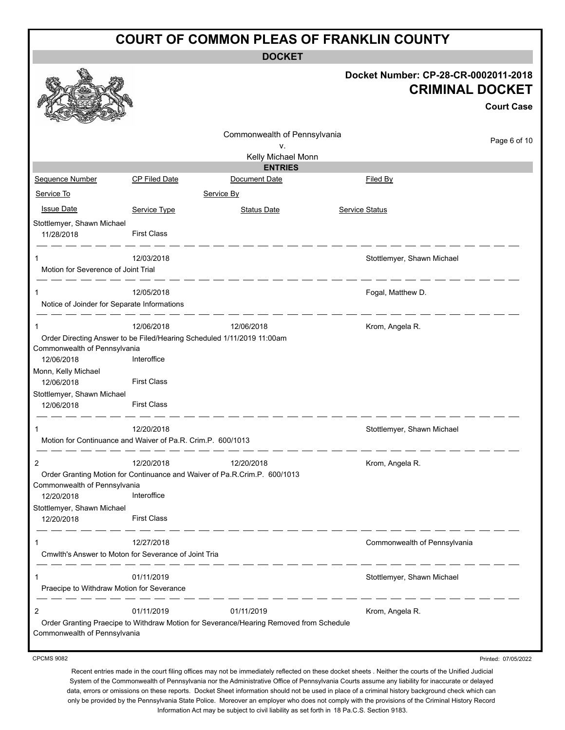# COURT OF COMMON PLEAS OF FRANKLIN COUNTY

**DOCKET**

**Docket Number: CP-28-CR-0002011-2018**

**CRIMINAL DOCKET**

**Court Case**

Commonwealth of Pennsylvania
v.
Kelly Michael Monn

**ENTRIES**

| Sequence Number | CP Filed Date | Document Date | Filed By |
|---|---|---|---|
| Service To | | Service By | |
| Issue Date | Service Type | Status Date | Service Status |
| Stottlemyer, Shawn Michael | | | |
| 11/28/2018 | First Class | | |
| 1 | 12/03/2018 | | Stottlemyer, Shawn Michael |
| Motion for Severence of Joint Trial | | | |
| 1 | 12/05/2018 | | Fogal, Matthew D. |
| Notice of Joinder for Separate Informations | | | |
| 1 | 12/06/2018 | 12/06/2018 | Krom, Angela R. |
| Order Directing Answer to be Filed/Hearing Scheduled 1/11/2019 11:00am | | | |
| Commonwealth of Pennsylvania | | | |
| 12/06/2018 | Interoffice | | |
| Monn, Kelly Michael | | | |
| 12/06/2018 | First Class | | |
| Stottlemyer, Shawn Michael | | | |
| 12/06/2018 | First Class | | |
| 1 | 12/20/2018 | | Stottlemyer, Shawn Michael |
| Motion for Continuance and Waiver of Pa.R. Crim.P. 600/1013 | | | |
| 2 | 12/20/2018 | 12/20/2018 | Krom, Angela R. |
| Order Granting Motion for Continuance and Waiver of Pa.R.Crim.P. 600/1013 | | | |
| Commonwealth of Pennsylvania | | | |
| 12/20/2018 | Interoffice | | |
| Stottlemyer, Shawn Michael | | | |
| 12/20/2018 | First Class | | |
| 1 | 12/27/2018 | | Commonwealth of Pennsylvania |
| Cmwlth's Answer to Moton for Severance of Joint Tria | | | |
| 1 | 01/11/2019 | | Stottlemyer, Shawn Michael |
| Praecipe to Withdraw Motion for Severance | | | |
| 2 | 01/11/2019 | 01/11/2019 | Krom, Angela R. |
| Order Granting Praecipe to Withdraw Motion for Severance/Hearing Removed from Schedule | | | |
| Commonwealth of Pennsylvania | | | |

CPCMS 9082

Printed: 07/05/2022

Recent entries made in the court filing offices may not be immediately reflected on these docket sheets . Neither the courts of the Unified Judicial System of the Commonwealth of Pennsylvania nor the Administrative Office of Pennsylvania Courts assume any liability for inaccurate or delayed data, errors or omissions on these reports. Docket Sheet information should not be used in place of a criminal history background check which can only be provided by the Pennsylvania State Police. Moreover an employer who does not comply with the provisions of the Criminal History Record Information Act may be subject to civil liability as set forth in 18 Pa.C.S. Section 9183.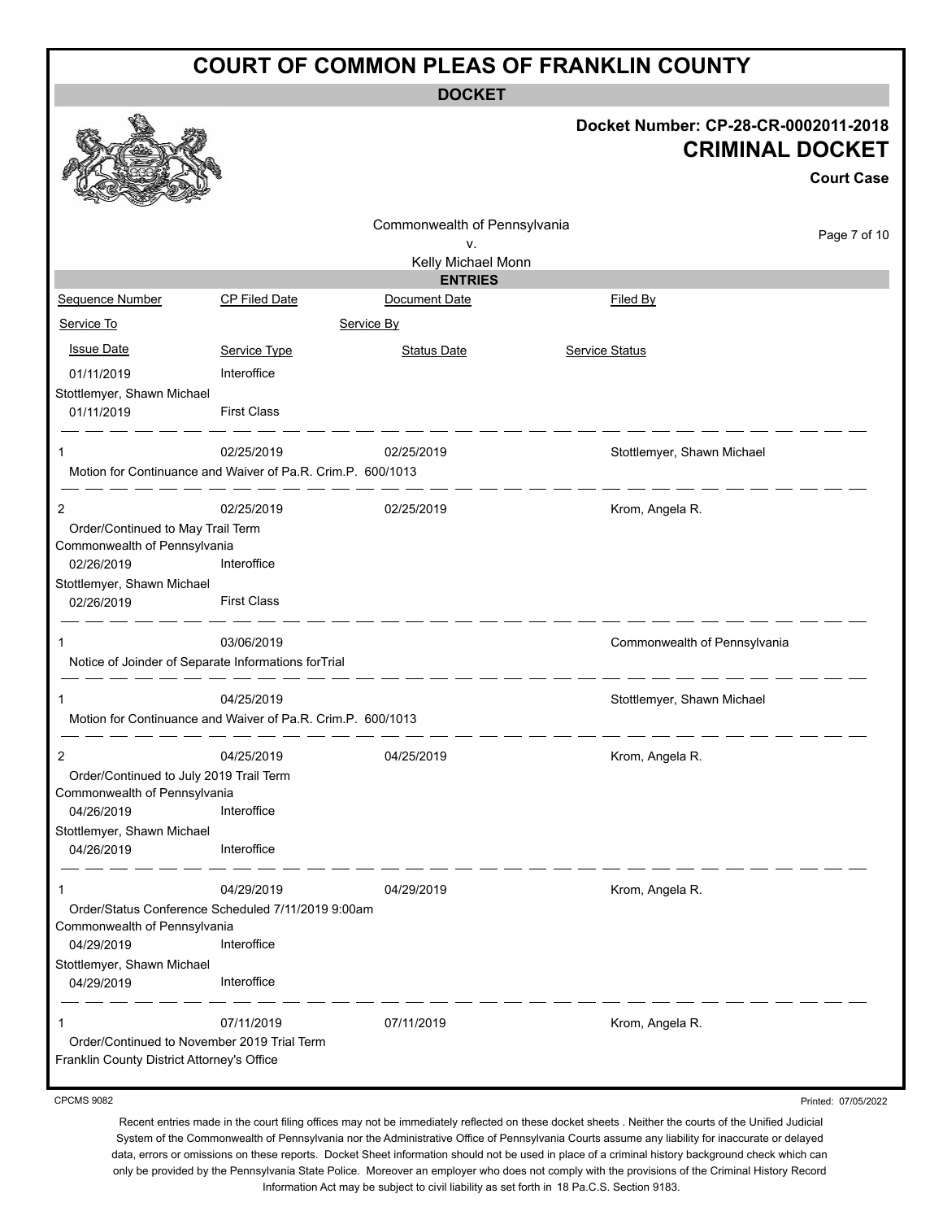# COURT OF COMMON PLEAS OF FRANKLIN COUNTY

**DOCKET**

**Docket Number: CP-28-CR-0002011-2018**

**CRIMINAL DOCKET**

**Court Case**

Commonwealth of Pennsylvania
v.
Kelly Michael Monn

**ENTRIES**

| Sequence Number | CP Filed Date | Document Date | Filed By |
|---|---|---|---|
| Service To | | Service By | |
| Issue Date | Service Type | Status Date | Service Status |
| 01/11/2019 | Interoffice | | |
| Stottlemyer, Shawn Michael | | | |
| 01/11/2019 | First Class | | |
| 1 | 02/25/2019 | 02/25/2019 | Stottlemyer, Shawn Michael |
| Motion for Continuance and Waiver of Pa.R. Crim.P. 600/1013 | | | |
| 2 | 02/25/2019 | 02/25/2019 | Krom, Angela R. |
| Order/Continued to May Trail Term | | | |
| Commonwealth of Pennsylvania | | | |
| 02/26/2019 | Interoffice | | |
| Stottlemyer, Shawn Michael | | | |
| 02/26/2019 | First Class | | |
| 1 | 03/06/2019 | | Commonwealth of Pennsylvania |
| Notice of Joinder of Separate Informations forTrial | | | |
| 1 | 04/25/2019 | | Stottlemyer, Shawn Michael |
| Motion for Continuance and Waiver of Pa.R. Crim.P. 600/1013 | | | |
| 2 | 04/25/2019 | 04/25/2019 | Krom, Angela R. |
| Order/Continued to July 2019 Trail Term | | | |
| Commonwealth of Pennsylvania | | | |
| 04/26/2019 | Interoffice | | |
| Stottlemyer, Shawn Michael | | | |
| 04/26/2019 | Interoffice | | |
| 1 | 04/29/2019 | 04/29/2019 | Krom, Angela R. |
| Order/Status Conference Scheduled 7/11/2019 9:00am | | | |
| Commonwealth of Pennsylvania | | | |
| 04/29/2019 | Interoffice | | |
| Stottlemyer, Shawn Michael | | | |
| 04/29/2019 | Interoffice | | |
| 1 | 07/11/2019 | 07/11/2019 | Krom, Angela R. |
| Order/Continued to November 2019 Trial Term | | | |
| Franklin County District Attorney's Office | | | |

CPCMS 9082

Printed: 07/05/2022

Recent entries made in the court filing offices may not be immediately reflected on these docket sheets . Neither the courts of the Unified Judicial System of the Commonwealth of Pennsylvania nor the Administrative Office of Pennsylvania Courts assume any liability for inaccurate or delayed data, errors or omissions on these reports. Docket Sheet information should not be used in place of a criminal history background check which can only be provided by the Pennsylvania State Police. Moreover an employer who does not comply with the provisions of the Criminal History Record Information Act may be subject to civil liability as set forth in 18 Pa.C.S. Section 9183.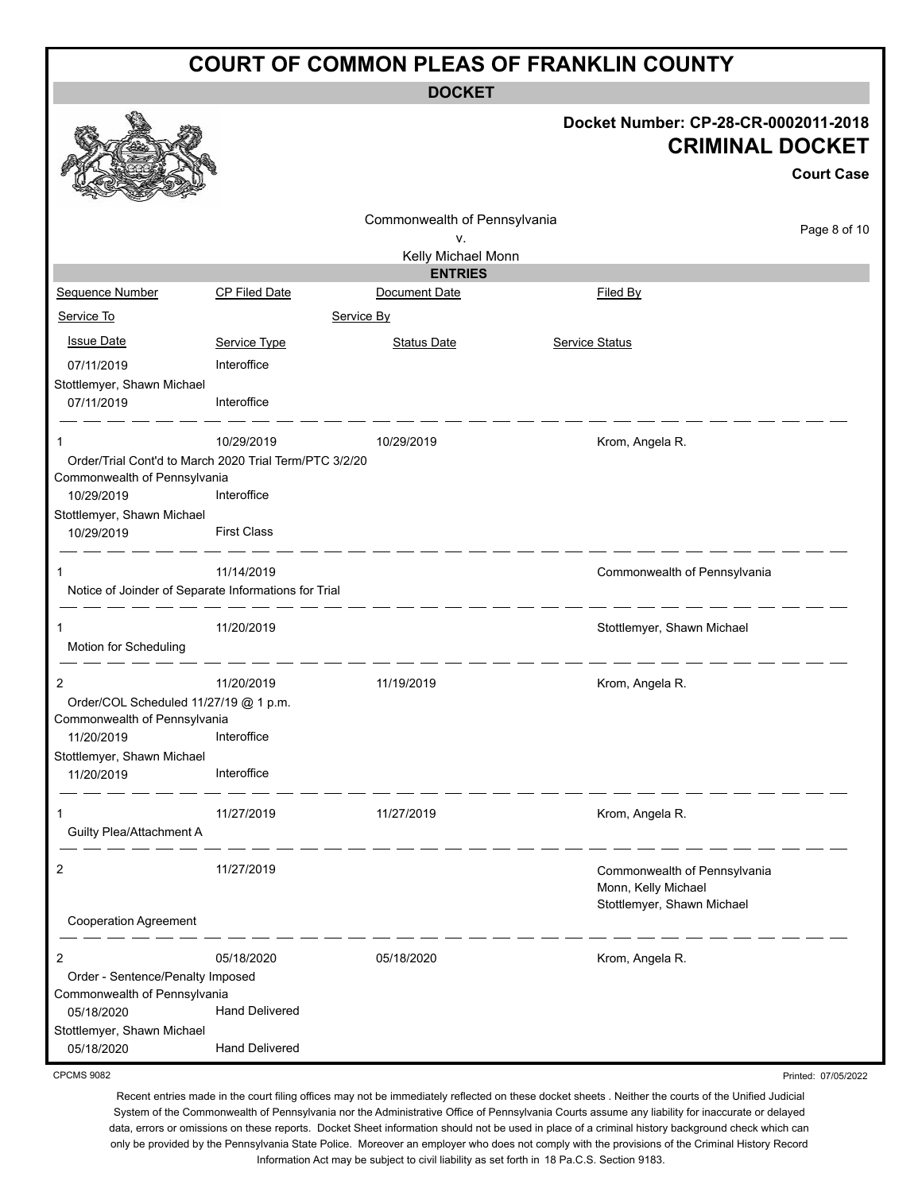# COURT OF COMMON PLEAS OF FRANKLIN COUNTY

**DOCKET**

**Docket Number: CP-28-CR-0002011-2018**

**CRIMINAL DOCKET**

**Court Case**

Commonwealth of Pennsylvania
v.
Kelly Michael Monn

**ENTRIES**

| Sequence Number | CP Filed Date | Document Date | Filed By |
|---|---|---|---|
| Service To | | Service By | |
| Issue Date | Service Type | Status Date | Service Status |
| 07/11/2019 | Interoffice | | |
| Stottlemyer, Shawn Michael | | | |
| 07/11/2019 | Interoffice | | |
| 1 | 10/29/2019 | 10/29/2019 | Krom, Angela R. |
| Order/Trial Cont'd to March 2020 Trial Term/PTC 3/2/20 | | | |
| Commonwealth of Pennsylvania | | | |
| 10/29/2019 | Interoffice | | |
| Stottlemyer, Shawn Michael | | | |
| 10/29/2019 | First Class | | |
| 1 | 11/14/2019 | | Commonwealth of Pennsylvania |
| Notice of Joinder of Separate Informations for Trial | | | |
| 1 | 11/20/2019 | | Stottlemyer, Shawn Michael |
| Motion for Scheduling | | | |
| 2 | 11/20/2019 | 11/19/2019 | Krom, Angela R. |
| Order/COL Scheduled 11/27/19 @ 1 p.m. | | | |
| Commonwealth of Pennsylvania | | | |
| 11/20/2019 | Interoffice | | |
| Stottlemyer, Shawn Michael | | | |
| 11/20/2019 | Interoffice | | |
| 1 | 11/27/2019 | 11/27/2019 | Krom, Angela R. |
| Guilty Plea/Attachment A | | | |
| 2 | 11/27/2019 | | Commonwealth of Pennsylvania<br>Monn, Kelly Michael<br>Stottlemyer, Shawn Michael |
| Cooperation Agreement | | | |
| 2 | 05/18/2020 | 05/18/2020 | Krom, Angela R. |
| Order - Sentence/Penalty Imposed | | | |
| Commonwealth of Pennsylvania | | | |
| 05/18/2020 | Hand Delivered | | |
| Stottlemyer, Shawn Michael | | | |
| 05/18/2020 | Hand Delivered | | |

CPCMS 9082

Printed: 07/05/2022

Recent entries made in the court filing offices may not be immediately reflected on these docket sheets . Neither the courts of the Unified Judicial System of the Commonwealth of Pennsylvania nor the Administrative Office of Pennsylvania Courts assume any liability for inaccurate or delayed data, errors or omissions on these reports. Docket Sheet information should not be used in place of a criminal history background check which can only be provided by the Pennsylvania State Police. Moreover an employer who does not comply with the provisions of the Criminal History Record Information Act may be subject to civil liability as set forth in 18 Pa.C.S. Section 9183.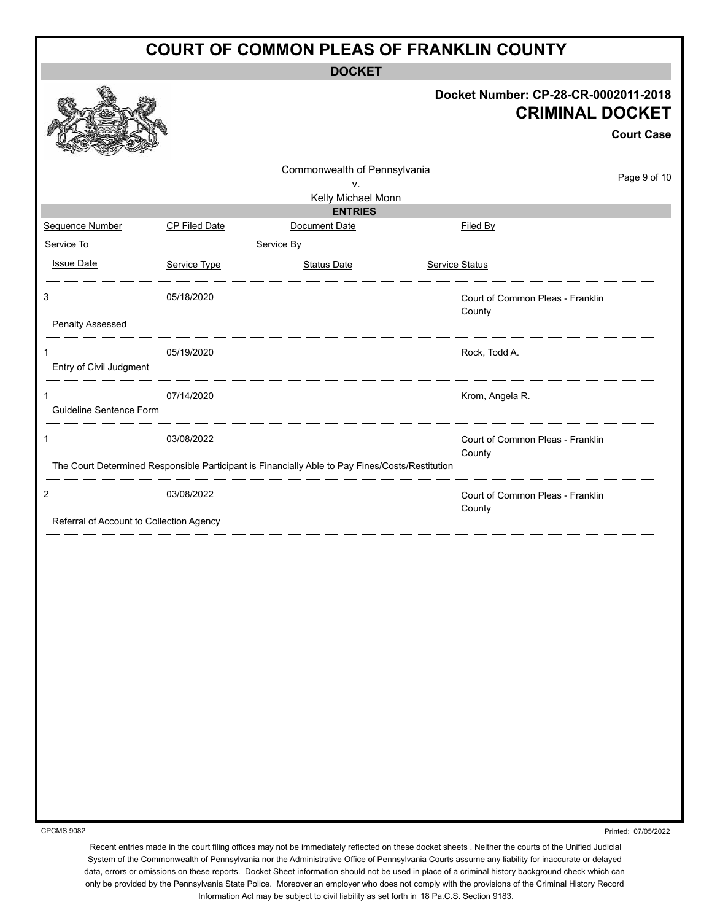# COURT OF COMMON PLEAS OF FRANKLIN COUNTY

## DOCKET

**Docket Number: CP-28-CR-0002011-2018**

**CRIMINAL DOCKET**

**Court Case**

Commonwealth of Pennsylvania
v.
Kelly Michael Monn

### ENTRIES

| Sequence Number | CP Filed Date | Document Date | Filed By |
|---|---|---|---|
| Service To | | Service By | |
| Issue Date | Service Type | Status Date | Service Status |
| 3<br>Penalty Assessed | 05/18/2020 | | Court of Common Pleas - Franklin County |
| 1<br>Entry of Civil Judgment | 05/19/2020 | | Rock, Todd A. |
| 1<br>Guideline Sentence Form | 07/14/2020 | | Krom, Angela R. |
| 1<br>The Court Determined Responsible Participant is Financially Able to Pay Fines/Costs/Restitution | 03/08/2022 | | Court of Common Pleas - Franklin County |
| 2<br>Referral of Account to Collection Agency | 03/08/2022 | | Court of Common Pleas - Franklin County |

CPCMS 9082

Printed: 07/05/2022

Recent entries made in the court filing offices may not be immediately reflected on these docket sheets . Neither the courts of the Unified Judicial System of the Commonwealth of Pennsylvania nor the Administrative Office of Pennsylvania Courts assume any liability for inaccurate or delayed data, errors or omissions on these reports. Docket Sheet information should not be used in place of a criminal history background check which can only be provided by the Pennsylvania State Police. Moreover an employer who does not comply with the provisions of the Criminal History Record Information Act may be subject to civil liability as set forth in 18 Pa.C.S. Section 9183.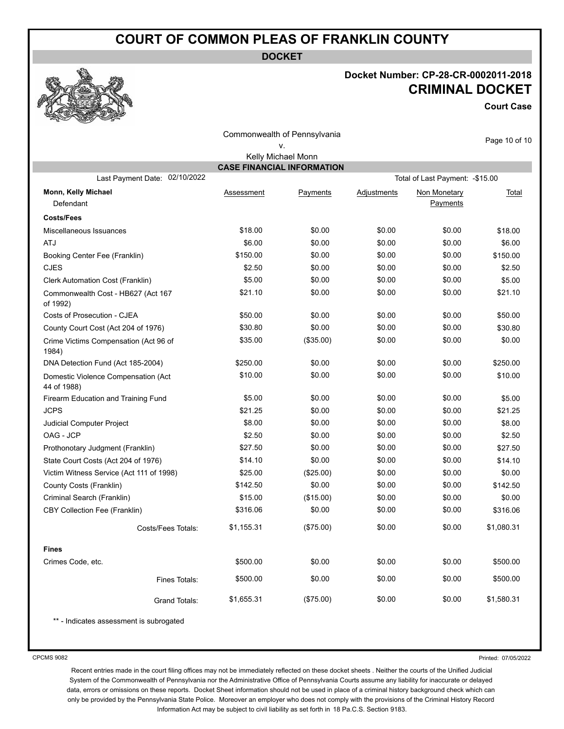# COURT OF COMMON PLEAS OF FRANKLIN COUNTY

**DOCKET**

**Docket Number: CP-28-CR-0002011-2018**

## CRIMINAL DOCKET

**Court Case**

Commonwealth of Pennsylvania
v.
Kelly Michael Monn

### CASE FINANCIAL INFORMATION

Last Payment Date: 02/10/2022 Total of Last Payment: -$15.00

| **Monn, Kelly Michael** Defendant | Assessment | Payments | Adjustments | Non Monetary Payments | Total |
|---|---|---|---|---|---|
| **Costs/Fees** | | | | | |
| Miscellaneous Issuances | $18.00 | $0.00 | $0.00 | $0.00 | $18.00 |
| ATJ | $6.00 | $0.00 | $0.00 | $0.00 | $6.00 |
| Booking Center Fee (Franklin) | $150.00 | $0.00 | $0.00 | $0.00 | $150.00 |
| CJES | $2.50 | $0.00 | $0.00 | $0.00 | $2.50 |
| Clerk Automation Cost (Franklin) | $5.00 | $0.00 | $0.00 | $0.00 | $5.00 |
| Commonwealth Cost - HB627 (Act 167 of 1992) | $21.10 | $0.00 | $0.00 | $0.00 | $21.10 |
| Costs of Prosecution - CJEA | $50.00 | $0.00 | $0.00 | $0.00 | $50.00 |
| County Court Cost (Act 204 of 1976) | $30.80 | $0.00 | $0.00 | $0.00 | $30.80 |
| Crime Victims Compensation (Act 96 of 1984) | $35.00 | ($35.00) | $0.00 | $0.00 | $0.00 |
| DNA Detection Fund (Act 185-2004) | $250.00 | $0.00 | $0.00 | $0.00 | $250.00 |
| Domestic Violence Compensation (Act 44 of 1988) | $10.00 | $0.00 | $0.00 | $0.00 | $10.00 |
| Firearm Education and Training Fund | $5.00 | $0.00 | $0.00 | $0.00 | $5.00 |
| JCPS | $21.25 | $0.00 | $0.00 | $0.00 | $21.25 |
| Judicial Computer Project | $8.00 | $0.00 | $0.00 | $0.00 | $8.00 |
| OAG - JCP | $2.50 | $0.00 | $0.00 | $0.00 | $2.50 |
| Prothonotary Judgment (Franklin) | $27.50 | $0.00 | $0.00 | $0.00 | $27.50 |
| State Court Costs (Act 204 of 1976) | $14.10 | $0.00 | $0.00 | $0.00 | $14.10 |
| Victim Witness Service (Act 111 of 1998) | $25.00 | ($25.00) | $0.00 | $0.00 | $0.00 |
| County Costs (Franklin) | $142.50 | $0.00 | $0.00 | $0.00 | $142.50 |
| Criminal Search (Franklin) | $15.00 | ($15.00) | $0.00 | $0.00 | $0.00 |
| CBY Collection Fee (Franklin) | $316.06 | $0.00 | $0.00 | $0.00 | $316.06 |
| Costs/Fees Totals: | $1,155.31 | ($75.00) | $0.00 | $0.00 | $1,080.31 |
| **Fines** | | | | | |
| Crimes Code, etc. | $500.00 | $0.00 | $0.00 | $0.00 | $500.00 |
| Fines Totals: | $500.00 | $0.00 | $0.00 | $0.00 | $500.00 |
| Grand Totals: | $1,655.31 | ($75.00) | $0.00 | $0.00 | $1,580.31 |

** - Indicates assessment is subrogated

CPCMS 9082

Printed: 07/05/2022

Recent entries made in the court filing offices may not be immediately reflected on these docket sheets . Neither the courts of the Unified Judicial System of the Commonwealth of Pennsylvania nor the Administrative Office of Pennsylvania Courts assume any liability for inaccurate or delayed data, errors or omissions on these reports. Docket Sheet information should not be used in place of a criminal history background check which can only be provided by the Pennsylvania State Police. Moreover an employer who does not comply with the provisions of the Criminal History Record Information Act may be subject to civil liability as set forth in 18 Pa.C.S. Section 9183.